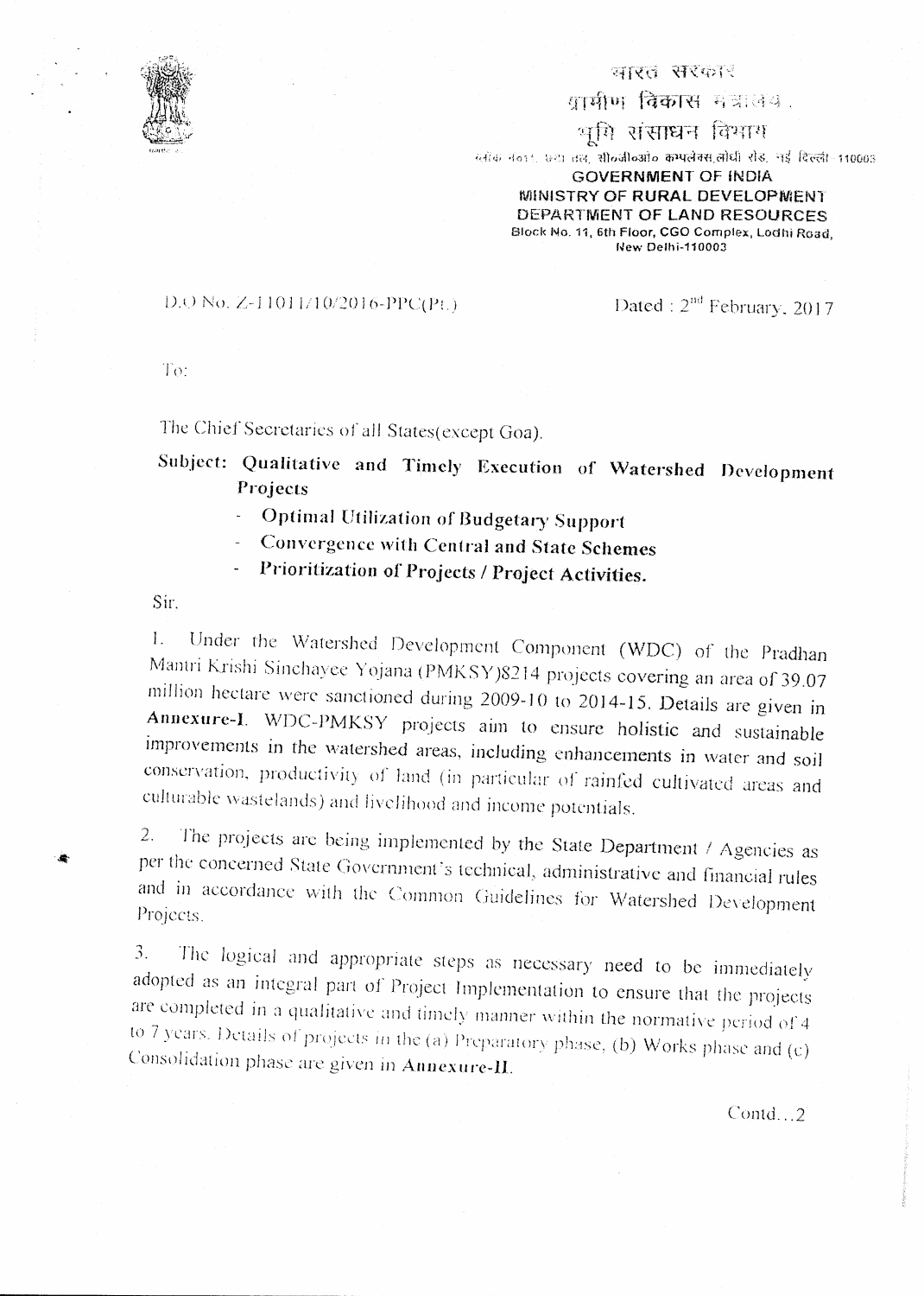भारत सरकार
ग्रामीण विकास मंत्रालय
भूमि संसाधन विभाग
ब्लॉक नं०11, छठा तल, सी०जी०ओ० कम्पलेक्स,लोधी रोड, नई दिल्ली-110003

GOVERNMENT OF INDIA
MINISTRY OF RURAL DEVELOPMENT
DEPARTMENT OF LAND RESOURCES
Block No. 11, 6th Floor, CGO Complex, Lodhi Road, New Delhi-110003

D.O No. Z-11011/10/2016-PPC(Pt.)

Dated : 2nd February, 2017

To:

The Chief Secretaries of all States(except Goa).

**Subject: Qualitative and Timely Execution of Watershed Development Projects**

- **Optimal Utilization of Budgetary Support**
- **Convergence with Central and State Schemes**
- **Prioritization of Projects / Project Activities.**

Sir,

1. Under the Watershed Development Component (WDC) of the Pradhan Mantri Krishi Sinchayee Yojana (PMKSY)8214 projects covering an area of 39.07 million hectare were sanctioned during 2009-10 to 2014-15. Details are given in **Annexure-I**. WDC-PMKSY projects aim to ensure holistic and sustainable improvements in the watershed areas, including enhancements in water and soil conservation, productivity of land (in particular of rainfed cultivated areas and culturable wastelands) and livelihood and income potentials.

2. The projects are being implemented by the State Department / Agencies as per the concerned State Government's technical, administrative and financial rules and in accordance with the Common Guidelines for Watershed Development Projects.

3. The logical and appropriate steps as necessary need to be immediately adopted as an integral part of Project Implementation to ensure that the projects are completed in a qualitative and timely manner within the normative period of 4 to 7 years. Details of projects in the (a) Preparatory phase, (b) Works phase and (c) Consolidation phase are given in **Annexure-II**.

Contd...2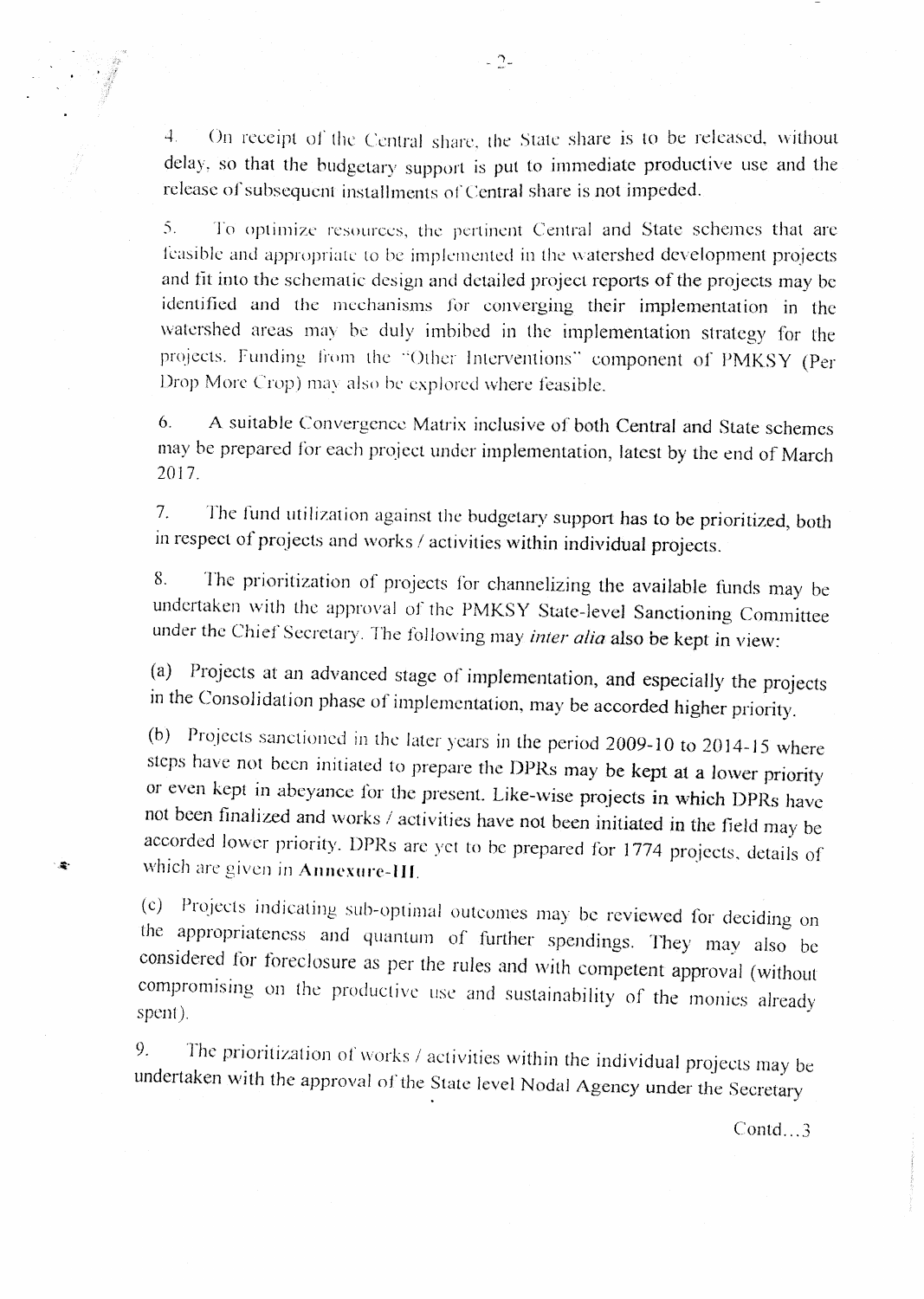4. On receipt of the Central share, the State share is to be released, without delay, so that the budgetary support is put to immediate productive use and the release of subsequent installments of Central share is not impeded.

5. To optimize resources, the pertinent Central and State schemes that are feasible and appropriate to be implemented in the watershed development projects and fit into the schematic design and detailed project reports of the projects may be identified and the mechanisms for converging their implementation in the watershed areas may be duly imbibed in the implementation strategy for the projects. Funding from the "Other Interventions" component of PMKSY (Per Drop More Crop) may also be explored where feasible.

6. A suitable Convergence Matrix inclusive of both Central and State schemes may be prepared for each project under implementation, latest by the end of March 2017.

7. The fund utilization against the budgetary support has to be prioritized, both in respect of projects and works / activities within individual projects.

8. The prioritization of projects for channelizing the available funds may be undertaken with the approval of the PMKSY State-level Sanctioning Committee under the Chief Secretary. The following may *inter alia* also be kept in view:

(a) Projects at an advanced stage of implementation, and especially the projects in the Consolidation phase of implementation, may be accorded higher priority.

(b) Projects sanctioned in the later years in the period 2009-10 to 2014-15 where steps have not been initiated to prepare the DPRs may be kept at a lower priority or even kept in abeyance for the present. Like-wise projects in which DPRs have not been finalized and works / activities have not been initiated in the field may be accorded lower priority. DPRs are yet to be prepared for 1774 projects, details of which are given in **Annexure-III**.

(c) Projects indicating sub-optimal outcomes may be reviewed for deciding on the appropriateness and quantum of further spendings. They may also be considered for foreclosure as per the rules and with competent approval (without compromising on the productive use and sustainability of the monies already spent).

9. The prioritization of works / activities within the individual projects may be undertaken with the approval of the State level Nodal Agency under the Secretary

Contd...3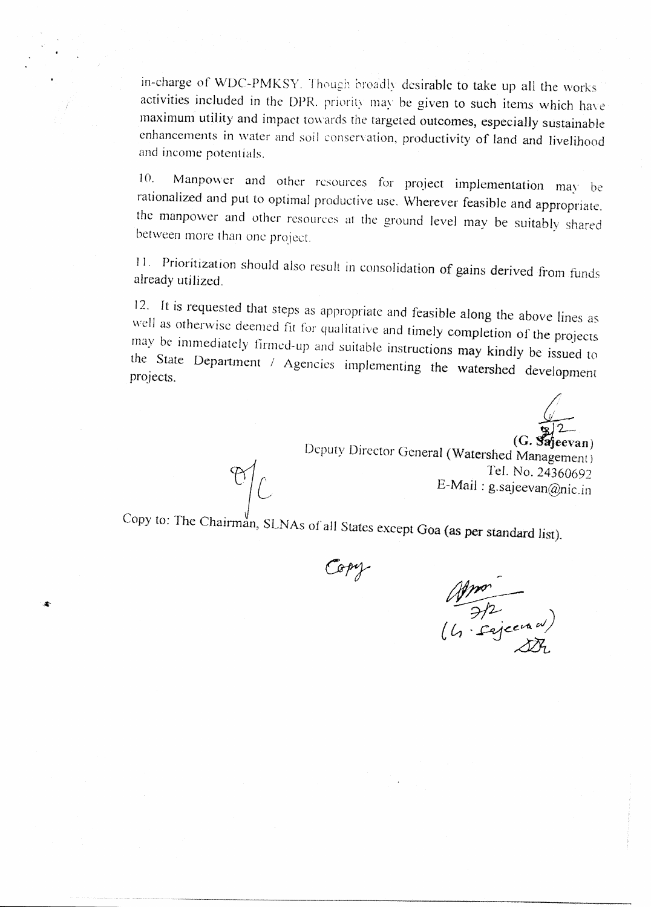in-charge of WDC-PMKSY. Though broadly desirable to take up all the works activities included in the DPR, priority may be given to such items which have maximum utility and impact towards the targeted outcomes, especially sustainable enhancements in water and soil conservation, productivity of land and livelihood and income potentials.

10. Manpower and other resources for project implementation may be rationalized and put to optimal productive use. Wherever feasible and appropriate, the manpower and other resources at the ground level may be suitably shared between more than one project.

11. Prioritization should also result in consolidation of gains derived from funds already utilized.

12. It is requested that steps as appropriate and feasible along the above lines as well as otherwise deemed fit for qualitative and timely completion of the projects may be immediately firmed-up and suitable instructions may kindly be issued to the State Department / Agencies implementing the watershed development projects.

3/2

**(G. Sajeevan)**
Deputy Director General (Watershed Management)
Tel. No. 24360692
E-Mail : g.sajeevan@nic.in

Copy to: The Chairman, SLNAs of all States except Goa (as per standard list).

Copy

3/2
(G. Sajeevan)
DDG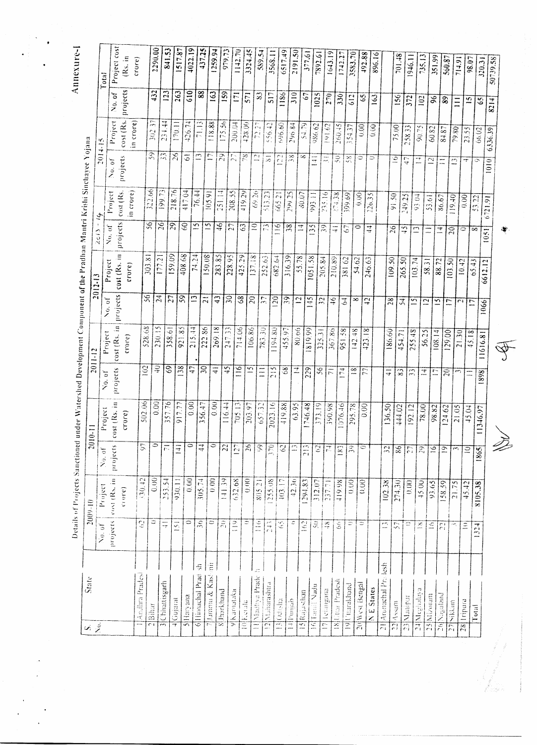# Annexure-I

Details of Projects Sanctioned under Watershed Development Component of the Pradhan Mantri Krishi Sinchayee Yojana

| S. No. | State | 2009-10 | | 2010-11 | | 2011-12 | | 2012-13 | | 2013-14 | | 2014-15 | | Total | |
|---|---|---|---|---|---|---|---|---|---|---|---|---|---|---|---|
| | | No. of projects | Project cost (Rs. in crore) | No. of projects | Project cost (Rs. in crore) | No. of projects | Project cost (Rs. in crore) | No. of projects | Project cost (Rs. in crore) | No. of projects | Project cost (Rs. in crore) | No. of projects | Project cost (Rs. in crore) | No. of projects | Project cost (Rs. in crore) |
| 1 | Andhra Pradesh | 62 | 330.42 | 97 | 502.06 | 102 | 528.68 | 56 | 303.81 | 56 | 322.66 | 59 | 302.37 | 432 | 2290.00 |
| 2 | Bihar | 0 | 0.00 | 0 | 0.00 | 40 | 230.15 | 24 | 177.21 | 26 | 199.73 | 33 | 234.44 | 123 | 841.53 |
| 3 | Chhattisgarh | 41 | 253.54 | 71 | 357.76 | 69 | 358.61 | 27 | 159.09 | 29 | 218.76 | 26 | 170.11 | 263 | 1517.87 |
| 4 | Gujarat | 151 | 930.11 | 141 | 917.77 | 138 | 921.85 | 59 | 408.68 | 60 | 417.04 | 61 | 426.74 | 610 | 4022.19 |
| 5 | Haryana | 0 | 0.00 | 0 | 0.00 | 47 | 215.44 | 13 | 74.24 | 15 | 76.44 | 13 | 71.13 | 88 | 437.25 |
| 6 | Himachal Pradesh | 36 | 305.74 | 44 | 356.47 | 30 | 222.86 | 21 | 150.08 | 15 | 105.91 | 17 | 118.88 | 163 | 1259.94 |
| 7 | Jammu & Kashmir | 0 | 0.00 | 0 | 0.00 | 41 | 269.18 | 43 | 283.85 | 46 | 251.14 | 29 | 175.56 | 159 | 979.73 |
| 8 | Jharkhand | 20 | 141.39 | 22 | 116.44 | 45 | 247.33 | 30 | 228.95 | 27 | 208.55 | 27 | 200.04 | 171 | 1142.70 |
| 9 | Karnataka | 119 | 632.68 | 127 | 705.13 | 116 | 714.06 | 68 | 425.29 | 63 | 419.29 | 78 | 428.00 | 571 | 3324.45 |
| 10 | Kerala | 0 | 0.00 | 26 | 203.97 | 15 | 106.86 | 20 | 137.18 | 10 | 69.26 | 12 | 72.27 | 83 | 589.54 |
| 11 | Madhya Pradesh | 116 | 805.21 | 99 | 657.32 | 111 | 783.30 | 37 | 252.63 | 73 | 513.23 | 81 | 556.42 | 517 | 3568.11 |
| 12 | Maharashtra | 243 | 1255.08 | 370 | 2023.16 | 215 | 1194.80 | 120 | 682.64 | 116 | 665.21 | 122 | 696.60 | 1186 | 6517.49 |
| 13 | Odisha | 65 | 403.17 | 62 | 419.88 | 68 | 455.97 | 39 | 316.39 | 38 | 299.25 | 38 | 296.84 | 310 | 2191.50 |
| 14 | Punjab | 6 | 42.36 | 13 | 63.95 | 14 | 80.66 | 12 | 55.78 | 14 | 80.07 | 8 | 54.79 | 67 | 377.61 |
| 15 | Rajasthan | 162 | 1294.83 | 213 | 1746.48 | 229 | 1819.99 | 145 | 1051.58 | 135 | 993.11 | 141 | 986.62 | 1025 | 7892.61 |
| 16 | Tamil Nadu | 50 | 312.07 | 62 | 373.19 | 56 | 325.31 | 32 | 205.84 | 39 | 233.16 | 31 | 191.62 | 270 | 1643.19 |
| 17 | Telangana | 48 | 237.71 | 74 | 390.98 | 71 | 367.86 | 46 | 210.89 | 41 | 274.38 | 50 | 260.45 | 330 | 1742.27 |
| 18 | Uttar Pradesh | 66 | 419.98 | 183 | 1076.46 | 174 | 951.58 | 64 | 381.62 | 67 | 399.69 | 58 | 354.37 | 612 | 3583.70 |
| 19 | Uttarakhand | 0 | 0.00 | 39 | 295.78 | 18 | 142.48 | 8 | 54.62 | 0 | 0.00 | 0 | 0.00 | 65 | 492.88 |
| 20 | West Bengal | 0 | 0.00 | 0 | 0.00 | 77 | 423.18 | 42 | 246.63 | 44 | 226.35 | 0 | 0.00 | 163 | 896.16 |
| | N E States | | | | | | | | | | | | | | |
| 21 | Arunachal Pradesh | 13 | 102.38 | 32 | 136.50 | 41 | 186.60 | 28 | 109.50 | 26 | 91.50 | 16 | 75.00 | 156 | 701.48 |
| 22 | Assam | 57 | 274.30 | 86 | 444.02 | 83 | 454.71 | 54 | 265.50 | 45 | 249.25 | 47 | 258.33 | 372 | 1946.11 |
| 23 | Manipur | 0 | 0.00 | 27 | 192.12 | 33 | 255.48 | 15 | 103.74 | 13 | 93.04 | 14 | 90.75 | 102 | 735.13 |
| 24 | Meghalaya | 18 | 45.00 | 29 | 78.00 | 14 | 56.25 | 12 | 58.31 | 11 | 53.61 | 12 | 60.82 | 96 | 351.99 |
| 25 | Mizoram | 16 | 93.65 | 16 | 98.82 | 17 | 108.14 | 15 | 88.72 | 14 | 86.67 | 11 | 84.87 | 89 | 560.87 |
| 26 | Nagaland | 22 | 158.59 | 19 | 124.62 | 20 | 129.00 | 17 | 103.50 | 20 | 119.40 | 13 | 79.80 | 111 | 714.91 |
| 27 | Sikkim | 3 | 21.75 | 3 | 21.05 | 3 | 21.30 | 2 | 10.42 | 0 | 0.00 | 4 | 23.55 | 15 | 98.07 |
| 28 | Tripura | 10 | 45.42 | 10 | 45.04 | 11 | 45.18 | 17 | 65.43 | 8 | 53.22 | 9 | 66.02 | 65 | 320.31 |
| | Total | 1324 | 8105.38 | 1865 | 11346.97 | 1898 | 11616.81 | 1066 | 6612.12 | 1051 | 6721.91 | 1010 | 6336.39 | 8214 | 50739.58 |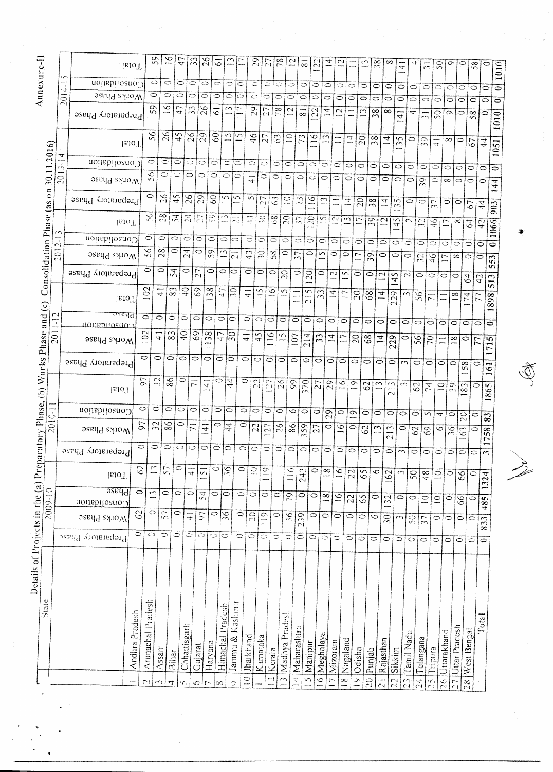Annexure-II

**Details of Projects in the (a) Preparatory Phase, (b) Works Phase and (c) Consolidation Phase (as on 30.11.2016)**

| | State | 2009-10 | | | | 2010-11 | | | | 2011-12 | | | | 2012-13 | | | | 2013-14 | | | | 2014-15 | | | |
|---|---|---|---|---|---|---|---|---|---|---|---|---|---|---|---|---|---|---|---|---|---|---|---|---|---|
| | | Preparatory Phase | Works Phase | Consolidation Phase | Total | Preparatory Phase | Works Phase | Consolidation | Total | Preparatory Phase | Works Phase | Consolidation Phase | Total | Preparatory Phase | Works Phase | Consolidation | Total | Preparatory Phase | Works Phase | Consolidation | Total | Preparatory Phase | Works Phase | Consolidation | Total |
| 1 | Andhra Pradesh | 0 | 62 | 0 | 62 | 0 | 97 | 0 | 97 | 0 | 102 | 0 | 102 | 0 | 56 | 0 | 56 | 0 | 56 | 0 | 56 | 59 | 0 | 0 | 59 |
| 2 | Arunachal Pradesh | 0 | 0 | 13 | 13 | 0 | 32 | 0 | 32 | 0 | 41 | 0 | 41 | 0 | 28 | 0 | 28 | 26 | 0 | 0 | 26 | 16 | 0 | 0 | 16 |
| 3 | Assam | 0 | 57 | 0 | 57 | 0 | 86 | 0 | 86 | 0 | 83 | 0 | 83 | 54 | 0 | 0 | 54 | 45 | 0 | 0 | 45 | 47 | 0 | 0 | 47 |
| 4 | Bihar | 0 | 0 | 0 | 0 | 0 | 0 | 0 | 0 | 0 | 40 | 0 | 40 | 0 | 24 | 0 | 24 | 26 | 0 | 0 | 26 | 33 | 0 | 0 | 33 |
| 5 | Chhattisgarh | 0 | 41 | 0 | 41 | 0 | 71 | 0 | 71 | 0 | 69 | 0 | 69 | 27 | 0 | 0 | 27 | 29 | 0 | 0 | 29 | 26 | 0 | 0 | 26 |
| 6 | Gujarat | 0 | 97 | 54 | 151 | 0 | 141 | 0 | 141 | 0 | 138 | 0 | 138 | 0 | 59 | 0 | 59 | 60 | 0 | 0 | 60 | 61 | 0 | 0 | 61 |
| 7 | Haryana | 0 | 0 | 0 | 0 | 0 | 0 | 0 | 0 | 0 | 47 | 0 | 47 | 0 | 13 | 0 | 13 | 15 | 0 | 0 | 15 | 13 | 0 | 0 | 13 |
| 8 | Himachal Pradesh | 0 | 36 | 0 | 36 | 0 | 44 | 0 | 44 | 0 | 30 | 0 | 30 | 0 | 21 | 0 | 21 | 15 | 0 | 0 | 15 | 17 | 0 | 0 | 17 |
| 9 | Jammu & Kashmir | 0 | 0 | 0 | 0 | 0 | 0 | 0 | 0 | 0 | 41 | 0 | 41 | 0 | 43 | 0 | 43 | 5 | 41 | 0 | 46 | 29 | 0 | 0 | 29 |
| 10 | Jharkhand | 0 | 20 | 0 | 20 | 0 | 22 | 0 | 22 | 0 | 45 | 0 | 45 | 0 | 30 | 0 | 30 | 27 | 0 | 0 | 27 | 27 | 0 | 0 | 27 |
| 11 | Karnataka | 0 | 119 | 0 | 119 | 0 | 127 | 0 | 127 | 0 | 116 | 0 | 116 | 0 | 68 | 0 | 68 | 63 | 0 | 0 | 63 | 78 | 0 | 0 | 78 |
| 12 | Kerala | 0 | 0 | 0 | | 0 | 26 | 0 | 26 | 0 | 15 | 0 | 15 | 20 | 0 | 0 | 20 | 10 | 0 | 0 | 10 | 12 | 0 | 0 | 12 |
| 13 | Madhya Pradesh | 0 | 36 | 79 | 116 | 0 | 86 | 6 | 99 | 0 | 107 | 0 | 111 | 0 | 37 | 0 | 37 | 73 | 0 | 0 | 73 | 81 | 0 | 0 | 81 |
| 14 | Maharashtra | 0 | 239 | 0 | 243 | 0 | 359 | 0 | 370 | 0 | 214 | 0 | 215 | 120 | 0 | 0 | 120 | 116 | 0 | 0 | 116 | 122 | 0 | 0 | 122 |
| 15 | Manipur | 0 | 0 | 0 | 0 | 0 | 27 | 0 | 27 | 0 | 33 | 0 | 33 | 0 | 15 | 0 | 15 | 13 | 0 | 0 | 13 | 14 | 0 | 0 | 14 |
| 16 | Meghalaya | 0 | 0 | 18 | 18 | 0 | 0 | 29 | 29 | 0 | 14 | 0 | 14 | 12 | 0 | 0 | 12 | 11 | 0 | 0 | 11 | 12 | 0 | 0 | 12 |
| 17 | Mizoram | 0 | 0 | 16 | 16 | 0 | 16 | 0 | 16 | 0 | 17 | 0 | 17 | 15 | 0 | 0 | 15 | 14 | 0 | 0 | 14 | 11 | 0 | 0 | 11 |
| 18 | Nagaland | 0 | 0 | 22 | 22 | 0 | 0 | 19 | 19 | 0 | 20 | 0 | 20 | 0 | 17 | 0 | 17 | 20 | 0 | 0 | 20 | 13 | 0 | 0 | 13 |
| 19 | Odisha | 0 | 0 | 65 | 65 | 0 | 62 | 0 | 62 | 0 | 68 | 0 | 68 | 0 | 39 | 0 | 39 | 38 | 0 | 0 | 38 | 38 | 0 | 0 | 38 |
| 20 | Punjab | 0 | 6 | 0 | 6 | 0 | 13 | 0 | 13 | 0 | 14 | 0 | 14 | 12 | 0 | 0 | 12 | 14 | 0 | 0 | 14 | 8 | 0 | 0 | 8 |
| 21 | Rajasthan | 0 | 30 | 132 | 162 | 0 | 213 | 0 | 213 | 0 | 229 | 0 | 229 | 145 | 0 | 0 | 145 | 135 | 0 | 0 | 135 | 141 | 0 | 0 | 141 |
| 22 | Sikkim | 0 | 3 | 0 | 3 | 3 | 0 | 0 | 3 | 3 | 0 | 0 | 3 | 2 | 0 | 0 | 2 | 0 | 0 | 0 | 0 | 4 | 0 | 0 | 4 |
| 23 | Tamil Nadu | 0 | 50 | 0 | 50 | 0 | 62 | 0 | 62 | 0 | 56 | 0 | 56 | 0 | 32 | 0 | 32 | 0 | 39 | 0 | 39 | 31 | 0 | 0 | 31 |
| 24 | Telangana | 0 | 37 | 10 | 48 | 0 | 69 | 5 | 74 | 0 | 70 | 0 | 71 | 0 | 46 | 0 | 46 | 37 | 0 | 0 | 41 | 50 | 0 | 0 | 50 |
| 25 | Tripura | 0 | 0 | 10 | 10 | 0 | 6 | 4 | 10 | 0 | 11 | 0 | 11 | 0 | 17 | 0 | 17 | 0 | 8 | 0 | 8 | 9 | 0 | 0 | 9 |
| 26 | Uttarakhand | 0 | 0 | 0 | 0 | 0 | 36 | 0 | 39 | 0 | 18 | 0 | 18 | 0 | 8 | 0 | 8 | 0 | 0 | 0 | 0 | 0 | 0 | 0 | 0 |
| 27 | Uttar Pradesh | 0 | 0 | 66 | 66 | 0 | 163 | 20 | 183 | 158 | 0 | 0 | 174 | 64 | 0 | 0 | 64 | 67 | 0 | 0 | 67 | 58 | 0 | 0 | 58 |
| 28 | West Bengal | 0 | 0 | 0 | 0 | 0 | 0 | 0 | 0 | 0 | 77 | 0 | 77 | 42 | 0 | 0 | 42 | 44 | 0 | 0 | 44 | 0 | 0 | 0 | 0 |
| | Total | 0 | 833 | 485 | 1324 | 3 | 1758 | 83 | 1865 | 161 | 1715 | 0 | 1898 | 513 | 553 | 0 | 1066 | 903 | 144 | 0 | 1051 | 1010 | 0 | 0 | 1010 |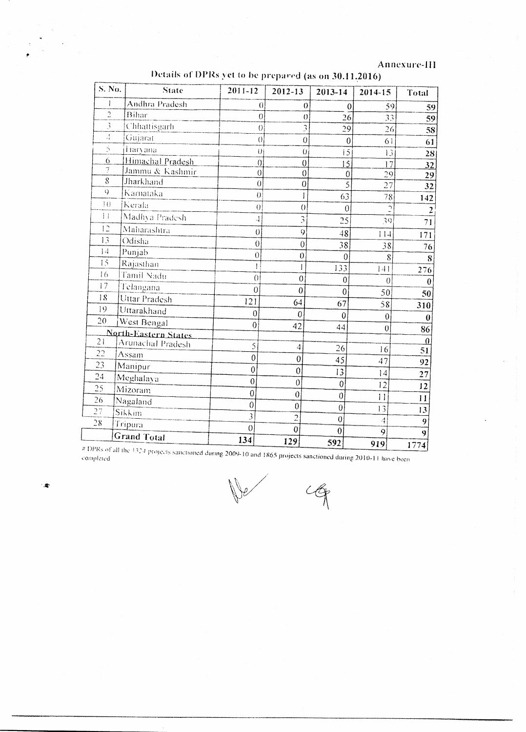Annexure-III

## Details of DPRs yet to be prepared (as on 30.11.2016)

| S. No. | State | 2011-12 | 2012-13 | 2013-14 | 2014-15 | Total |
|---|---|---|---|---|---|---|
| 1 | Andhra Pradesh | 0 | 0 | 0 | 59 | 59 |
| 2 | Bihar | 0 | 0 | 26 | 33 | 59 |
| 3 | Chhattisgarh | 0 | 3 | 29 | 26 | 58 |
| 4 | Gujarat | 0 | 0 | 0 | 61 | 61 |
| 5 | Haryana | 0 | 0 | 15 | 13 | 28 |
| 6 | Himachal Pradesh | 0 | 0 | 15 | 17 | 32 |
| 7 | Jammu & Kashmir | 0 | 0 | 0 | 29 | 29 |
| 8 | Jharkhand | 0 | 0 | 5 | 27 | 32 |
| 9 | Karnataka | 0 | 1 | 63 | 78 | 142 |
| 10 | Kerala | 0 | 0 | 0 | 2 | 2 |
| 11 | Madhya Pradesh | 4 | 3 | 25 | 39 | 71 |
| 12 | Maharashtra | 0 | 9 | 48 | 114 | 171 |
| 13 | Odisha | 0 | 0 | 38 | 38 | 76 |
| 14 | Punjab | 0 | 0 | 0 | 8 | 8 |
| 15 | Rajasthan | 1 | 1 | 133 | 141 | 276 |
| 16 | Tamil Nadu | 0 | 0 | 0 | 0 | 0 |
| 17 | Telangana | 0 | 0 | 0 | 50 | 50 |
| 18 | Uttar Pradesh | 121 | 64 | 67 | 58 | 310 |
| 19 | Uttarakhand | 0 | 0 | 0 | 0 | 0 |
| 20 | West Bengal | 0 | 42 | 44 | 0 | 86 |
| | **North-Eastern States** | | | | | 0 |
| 21 | Arunachal Pradesh | 5 | 4 | 26 | 16 | 51 |
| 22 | Assam | 0 | 0 | 45 | 47 | 92 |
| 23 | Manipur | 0 | 0 | 13 | 14 | 27 |
| 24 | Meghalaya | 0 | 0 | 0 | 12 | 12 |
| 25 | Mizoram | 0 | 0 | 0 | 11 | 11 |
| 26 | Nagaland | 0 | 0 | 0 | 13 | 13 |
| 27 | Sikkim | 3 | 2 | 0 | 4 | 9 |
| 28 | Tripura | 0 | 0 | 0 | 9 | 9 |
| | **Grand Total** | **134** | **129** | **592** | **919** | **1774** |

# DPRs of all the 1324 projects sanctioned during 2009-10 and 1865 projects sanctioned during 2010-11 have been completed